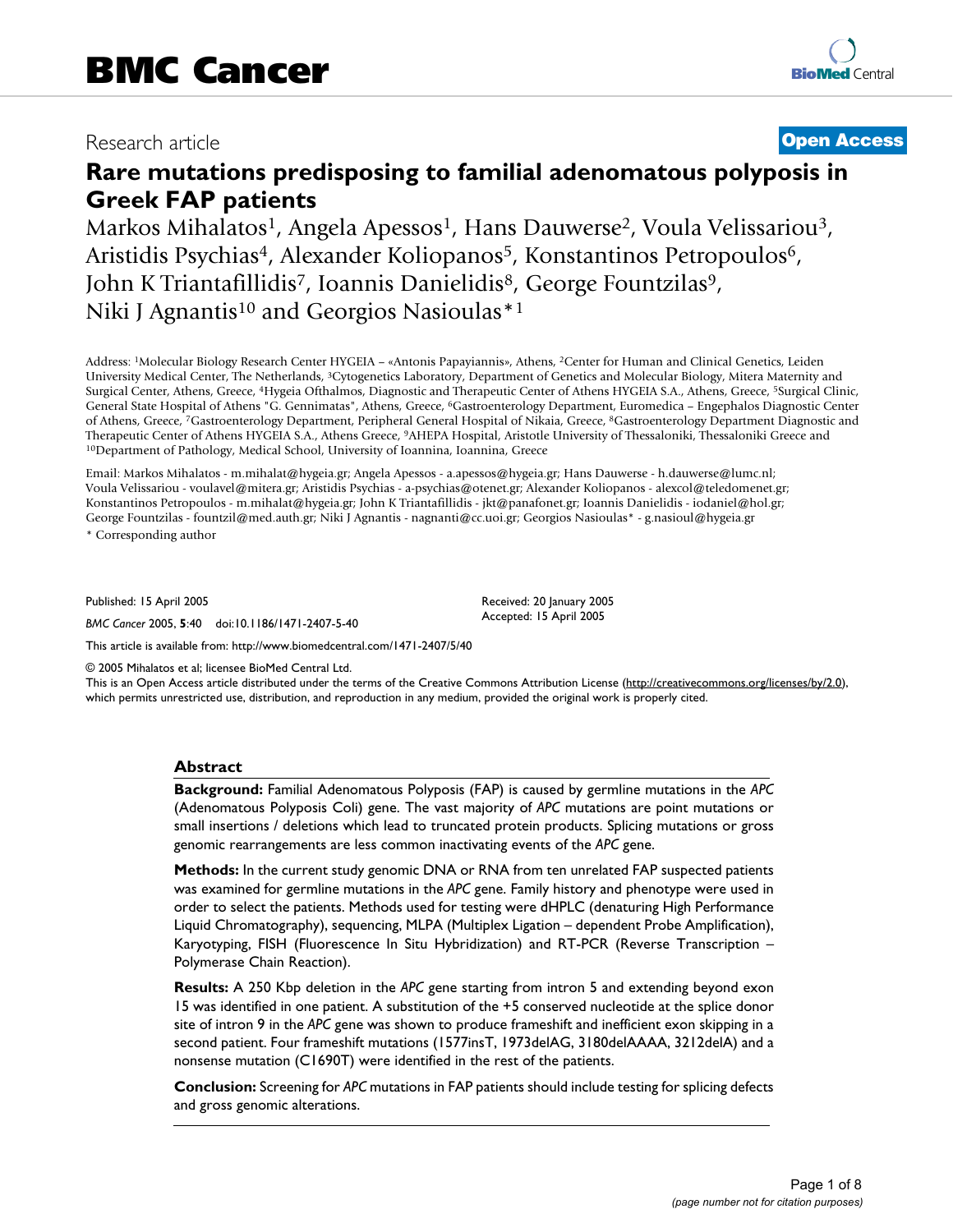BMC Cancer

Research article

**Open Access**

# Rare mutations predisposing to familial adenomatous polyposis in Greek FAP patients

Markos Mihalatos[1], Angela Apessos[1], Hans Dauwerse[2], Voula Velissariou[3], Aristidis Psychias[4], Alexander Koliopanos[5], Konstantinos Petropoulos[6], John K Triantafillidis[7], Ioannis Danielidis[8], George Fountzilas[9], Niki J Agnantis[10] and Georgios Nasioulas*[1]

Address: [1]Molecular Biology Research Center HYGEIA – «Antonis Papayiannis», Athens, [2]Center for Human and Clinical Genetics, Leiden University Medical Center, The Netherlands, [3]Cytogenetics Laboratory, Department of Genetics and Molecular Biology, Mitera Maternity and Surgical Center, Athens, Greece, [4]Hygeia Ofthalmos, Diagnostic and Therapeutic Center of Athens HYGEIA S.A., Athens, Greece, [5]Surgical Clinic, General State Hospital of Athens "G. Gennimatas", Athens, Greece, [6]Gastroenterology Department, Euromedica – Engephalos Diagnostic Center of Athens, Greece, [7]Gastroenterology Department, Peripheral General Hospital of Nikaia, Greece, [8]Gastroenterology Department Diagnostic and Therapeutic Center of Athens HYGEIA S.A., Athens Greece, [9]AHEPA Hospital, Aristotle University of Thessaloniki, Thessaloniki Greece and [10]Department of Pathology, Medical School, University of Ioannina, Ioannina, Greece

Email: Markos Mihalatos - m.mihalat@hygeia.gr; Angela Apessos - a.apessos@hygeia.gr; Hans Dauwerse - h.dauwerse@lumc.nl; Voula Velissariou - voulavel@mitera.gr; Aristidis Psychias - a-psychias@otenet.gr; Alexander Koliopanos - alexcol@teledomenet.gr; Konstantinos Petropoulos - m.mihalat@hygeia.gr; John K Triantafillidis - jkt@panafonet.gr; Ioannis Danielidis - iodaniel@hol.gr; George Fountzilas - fountzil@med.auth.gr; Niki J Agnantis - nagnanti@cc.uoi.gr; Georgios Nasioulas* - g.nasioul@hygeia.gr

\* Corresponding author

Published: 15 April 2005

*BMC Cancer* 2005, **5**:40 doi:10.1186/1471-2407-5-40

Received: 20 January 2005
Accepted: 15 April 2005

This article is available from: http://www.biomedcentral.com/1471-2407/5/40

© 2005 Mihalatos et al; licensee BioMed Central Ltd.
This is an Open Access article distributed under the terms of the Creative Commons Attribution License (http://creativecommons.org/licenses/by/2.0), which permits unrestricted use, distribution, and reproduction in any medium, provided the original work is properly cited.

## Abstract

**Background:** Familial Adenomatous Polyposis (FAP) is caused by germline mutations in the *APC* (Adenomatous Polyposis Coli) gene. The vast majority of *APC* mutations are point mutations or small insertions / deletions which lead to truncated protein products. Splicing mutations or gross genomic rearrangements are less common inactivating events of the *APC* gene.

**Methods:** In the current study genomic DNA or RNA from ten unrelated FAP suspected patients was examined for germline mutations in the *APC* gene. Family history and phenotype were used in order to select the patients. Methods used for testing were dHPLC (denaturing High Performance Liquid Chromatography), sequencing, MLPA (Multiplex Ligation – dependent Probe Amplification), Karyotyping, FISH (Fluorescence In Situ Hybridization) and RT-PCR (Reverse Transcription – Polymerase Chain Reaction).

**Results:** A 250 Kbp deletion in the *APC* gene starting from intron 5 and extending beyond exon 15 was identified in one patient. A substitution of the +5 conserved nucleotide at the splice donor site of intron 9 in the *APC* gene was shown to produce frameshift and inefficient exon skipping in a second patient. Four frameshift mutations (1577insT, 1973delAG, 3180delAAAA, 3212delA) and a nonsense mutation (C1690T) were identified in the rest of the patients.

**Conclusion:** Screening for *APC* mutations in FAP patients should include testing for splicing defects and gross genomic alterations.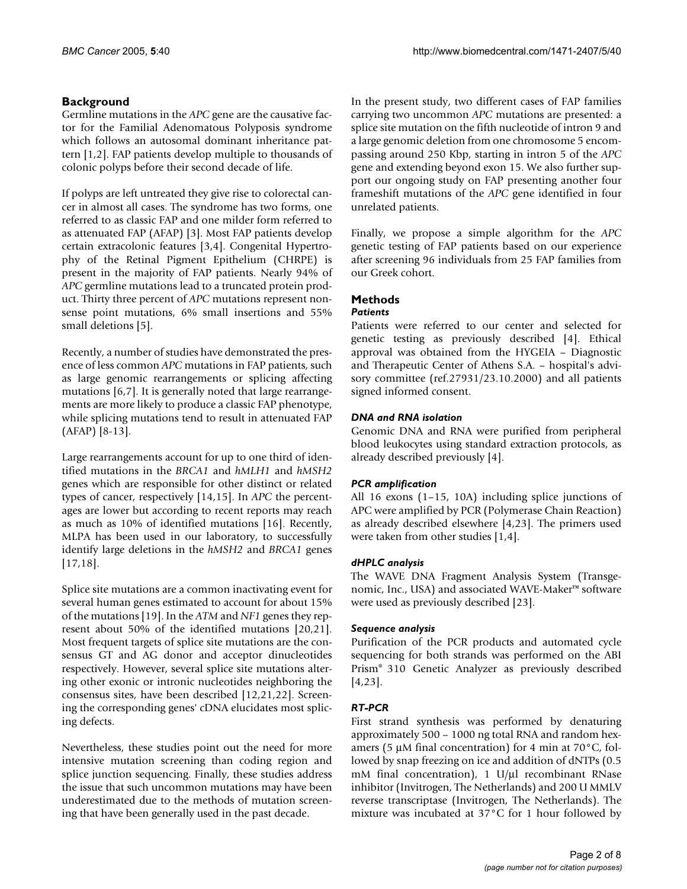## Background

Germline mutations in the *APC* gene are the causative factor for the Familial Adenomatous Polyposis syndrome which follows an autosomal dominant inheritance pattern [1,2]. FAP patients develop multiple to thousands of colonic polyps before their second decade of life.

If polyps are left untreated they give rise to colorectal cancer in almost all cases. The syndrome has two forms, one referred to as classic FAP and one milder form referred to as attenuated FAP (AFAP) [3]. Most FAP patients develop certain extracolonic features [3,4]. Congenital Hypertrophy of the Retinal Pigment Epithelium (CHRPE) is present in the majority of FAP patients. Nearly 94% of *APC* germline mutations lead to a truncated protein product. Thirty three percent of *APC* mutations represent nonsense point mutations, 6% small insertions and 55% small deletions [5].

Recently, a number of studies have demonstrated the presence of less common *APC* mutations in FAP patients, such as large genomic rearrangements or splicing affecting mutations [6,7]. It is generally noted that large rearrangements are more likely to produce a classic FAP phenotype, while splicing mutations tend to result in attenuated FAP (AFAP) [8-13].

Large rearrangements account for up to one third of identified mutations in the *BRCA1* and *hMLH1* and *hMSH2* genes which are responsible for other distinct or related types of cancer, respectively [14,15]. In *APC* the percentages are lower but according to recent reports may reach as much as 10% of identified mutations [16]. Recently, MLPA has been used in our laboratory, to successfully identify large deletions in the *hMSH2* and *BRCA1* genes [17,18].

Splice site mutations are a common inactivating event for several human genes estimated to account for about 15% of the mutations [19]. In the *ATM* and *NF1* genes they represent about 50% of the identified mutations [20,21]. Most frequent targets of splice site mutations are the consensus GT and AG donor and acceptor dinucleotides respectively. However, several splice site mutations altering other exonic or intronic nucleotides neighboring the consensus sites, have been described [12,21,22]. Screening the corresponding genes' cDNA elucidates most splicing defects.

Nevertheless, these studies point out the need for more intensive mutation screening than coding region and splice junction sequencing. Finally, these studies address the issue that such uncommon mutations may have been underestimated due to the methods of mutation screening that have been generally used in the past decade.

In the present study, two different cases of FAP families carrying two uncommon *APC* mutations are presented: a splice site mutation on the fifth nucleotide of intron 9 and a large genomic deletion from one chromosome 5 encompassing around 250 Kbp, starting in intron 5 of the *APC* gene and extending beyond exon 15. We also further support our ongoing study on FAP presenting another four frameshift mutations of the *APC* gene identified in four unrelated patients.

Finally, we propose a simple algorithm for the *APC* genetic testing of FAP patients based on our experience after screening 96 individuals from 25 FAP families from our Greek cohort.

## Methods

### *Patients*

Patients were referred to our center and selected for genetic testing as previously described [4]. Ethical approval was obtained from the HYGEIA – Diagnostic and Therapeutic Center of Athens S.A. – hospital's advisory committee (ref.27931/23.10.2000) and all patients signed informed consent.

### *DNA and RNA isolation*

Genomic DNA and RNA were purified from peripheral blood leukocytes using standard extraction protocols, as already described previously [4].

### *PCR amplification*

All 16 exons (1–15, 10A) including splice junctions of APC were amplified by PCR (Polymerase Chain Reaction) as already described elsewhere [4,23]. The primers used were taken from other studies [1,4].

### *dHPLC analysis*

The WAVE DNA Fragment Analysis System (Transgenomic, Inc., USA) and associated WAVE-Maker™ software were used as previously described [23].

### *Sequence analysis*

Purification of the PCR products and automated cycle sequencing for both strands was performed on the ABI Prism® 310 Genetic Analyzer as previously described [4,23].

### *RT-PCR*

First strand synthesis was performed by denaturing approximately 500 – 1000 ng total RNA and random hexamers (5 μM final concentration) for 4 min at 70°C, followed by snap freezing on ice and addition of dNTPs (0.5 mM final concentration), 1 U/μl recombinant RNase inhibitor (Invitrogen, The Netherlands) and 200 U MMLV reverse transcriptase (Invitrogen, The Netherlands). The mixture was incubated at 37°C for 1 hour followed by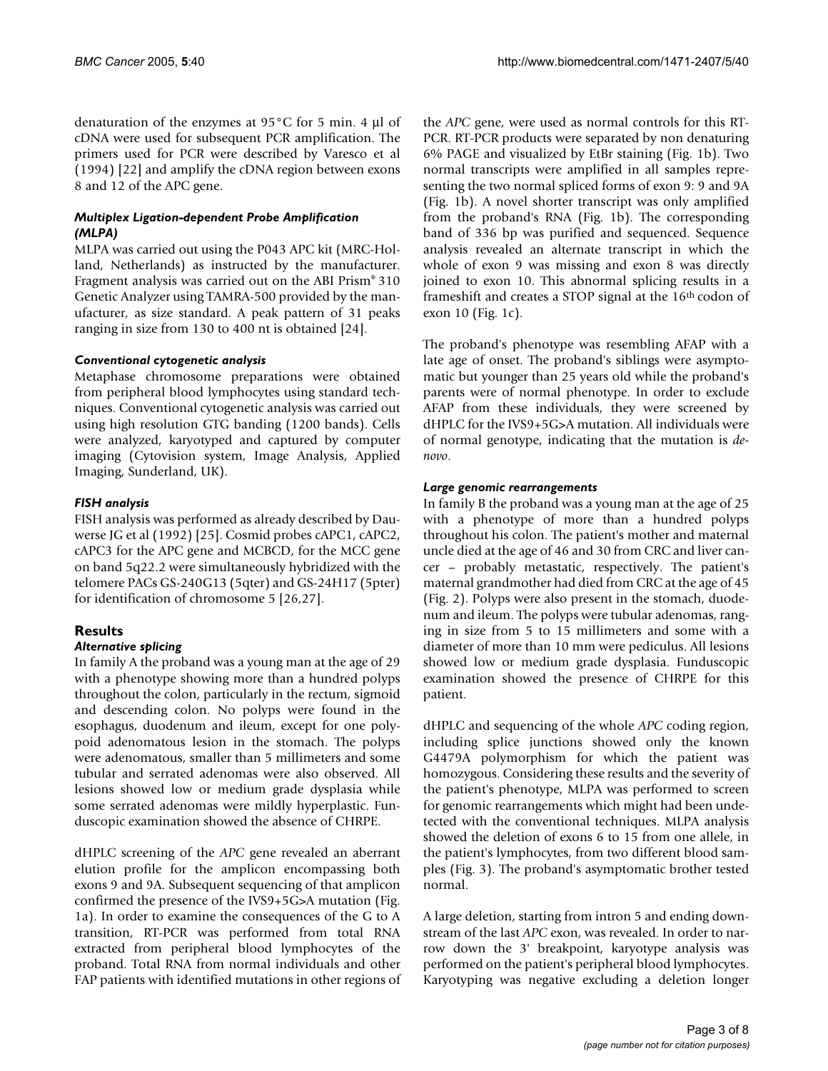denaturation of the enzymes at 95°C for 5 min. 4 µl of cDNA were used for subsequent PCR amplification. The primers used for PCR were described by Varesco et al (1994) [22] and amplify the cDNA region between exons 8 and 12 of the APC gene.

### *Multiplex Ligation-dependent Probe Amplification (MLPA)*

MLPA was carried out using the P043 APC kit (MRC-Holland, Netherlands) as instructed by the manufacturer. Fragment analysis was carried out on the ABI Prism® 310 Genetic Analyzer using TAMRA-500 provided by the manufacturer, as size standard. A peak pattern of 31 peaks ranging in size from 130 to 400 nt is obtained [24].

### *Conventional cytogenetic analysis*

Metaphase chromosome preparations were obtained from peripheral blood lymphocytes using standard techniques. Conventional cytogenetic analysis was carried out using high resolution GTG banding (1200 bands). Cells were analyzed, karyotyped and captured by computer imaging (Cytovision system, Image Analysis, Applied Imaging, Sunderland, UK).

### *FISH analysis*

FISH analysis was performed as already described by Dauwerse JG et al (1992) [25]. Cosmid probes cAPC1, cAPC2, cAPC3 for the APC gene and MCBCD, for the MCC gene on band 5q22.2 were simultaneously hybridized with the telomere PACs GS-240G13 (5qter) and GS-24H17 (5pter) for identification of chromosome 5 [26,27].

## Results

### *Alternative splicing*

In family A the proband was a young man at the age of 29 with a phenotype showing more than a hundred polyps throughout the colon, particularly in the rectum, sigmoid and descending colon. No polyps were found in the esophagus, duodenum and ileum, except for one polypoid adenomatous lesion in the stomach. The polyps were adenomatous, smaller than 5 millimeters and some tubular and serrated adenomas were also observed. All lesions showed low or medium grade dysplasia while some serrated adenomas were mildly hyperplastic. Funduscopic examination showed the absence of CHRPE.

dHPLC screening of the *APC* gene revealed an aberrant elution profile for the amplicon encompassing both exons 9 and 9A. Subsequent sequencing of that amplicon confirmed the presence of the IVS9+5G>A mutation (Fig. 1a). In order to examine the consequences of the G to A transition, RT-PCR was performed from total RNA extracted from peripheral blood lymphocytes of the proband. Total RNA from normal individuals and other FAP patients with identified mutations in other regions of the *APC* gene, were used as normal controls for this RT-PCR. RT-PCR products were separated by non denaturing 6% PAGE and visualized by EtBr staining (Fig. 1b). Two normal transcripts were amplified in all samples representing the two normal spliced forms of exon 9: 9 and 9A (Fig. 1b). A novel shorter transcript was only amplified from the proband's RNA (Fig. 1b). The corresponding band of 336 bp was purified and sequenced. Sequence analysis revealed an alternate transcript in which the whole of exon 9 was missing and exon 8 was directly joined to exon 10. This abnormal splicing results in a frameshift and creates a STOP signal at the 16th codon of exon 10 (Fig. 1c).

The proband's phenotype was resembling AFAP with a late age of onset. The proband's siblings were asymptomatic but younger than 25 years old while the proband's parents were of normal phenotype. In order to exclude AFAP from these individuals, they were screened by dHPLC for the IVS9+5G>A mutation. All individuals were of normal genotype, indicating that the mutation is *de-novo*.

### *Large genomic rearrangements*

In family B the proband was a young man at the age of 25 with a phenotype of more than a hundred polyps throughout his colon. The patient's mother and maternal uncle died at the age of 46 and 30 from CRC and liver cancer – probably metastatic, respectively. The patient's maternal grandmother had died from CRC at the age of 45 (Fig. 2). Polyps were also present in the stomach, duodenum and ileum. The polyps were tubular adenomas, ranging in size from 5 to 15 millimeters and some with a diameter of more than 10 mm were pediculus. All lesions showed low or medium grade dysplasia. Funduscopic examination showed the presence of CHRPE for this patient.

dHPLC and sequencing of the whole *APC* coding region, including splice junctions showed only the known G4479A polymorphism for which the patient was homozygous. Considering these results and the severity of the patient's phenotype, MLPA was performed to screen for genomic rearrangements which might had been undetected with the conventional techniques. MLPA analysis showed the deletion of exons 6 to 15 from one allele, in the patient's lymphocytes, from two different blood samples (Fig. 3). The proband's asymptomatic brother tested normal.

A large deletion, starting from intron 5 and ending downstream of the last *APC* exon, was revealed. In order to narrow down the 3' breakpoint, karyotype analysis was performed on the patient's peripheral blood lymphocytes. Karyotyping was negative excluding a deletion longer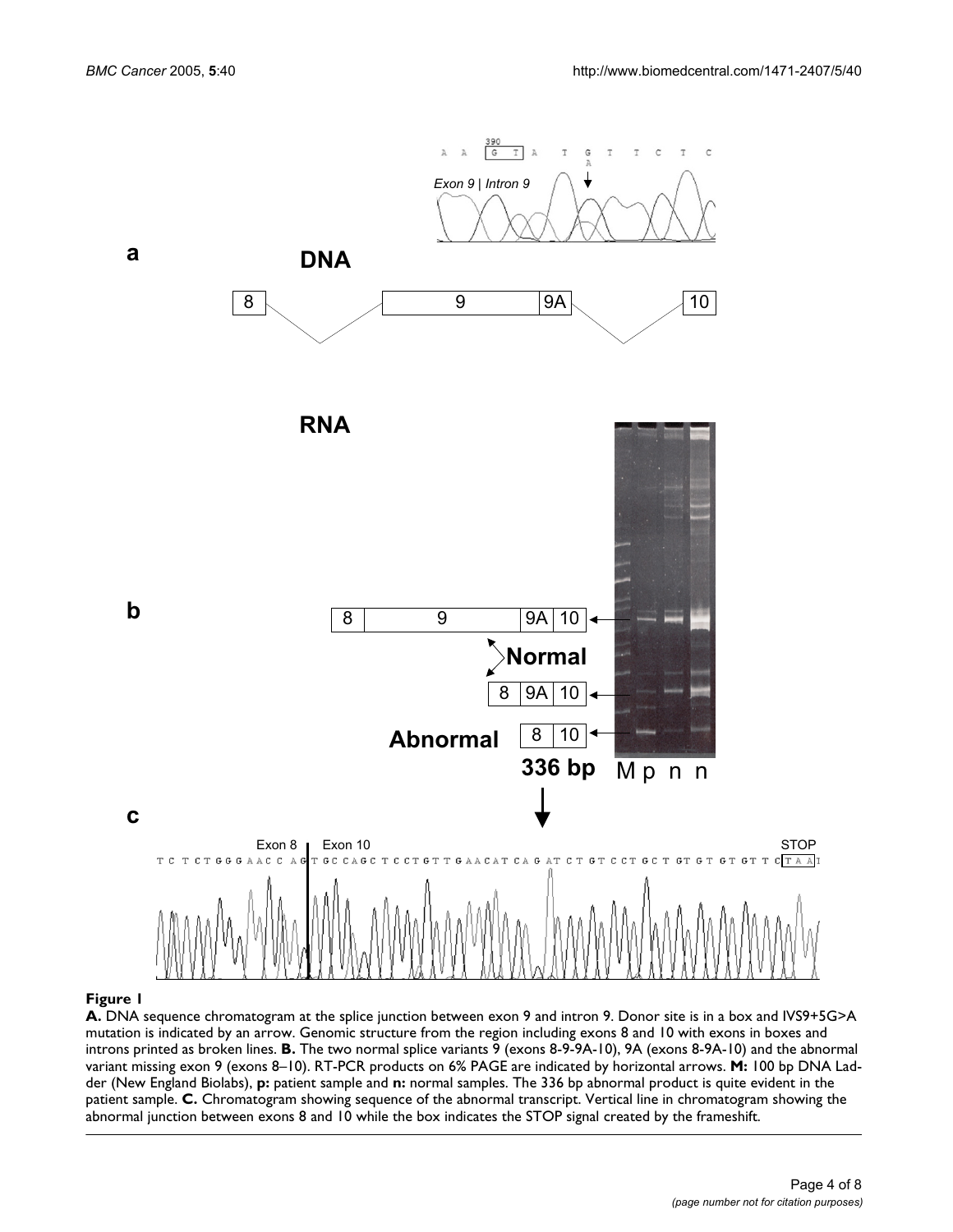**Figure 1**

**A.** DNA sequence chromatogram at the splice junction between exon 9 and intron 9. Donor site is in a box and IVS9+5G>A mutation is indicated by an arrow. Genomic structure from the region including exons 8 and 10 with exons in boxes and introns printed as broken lines. **B.** The two normal splice variants 9 (exons 8-9-9A-10), 9A (exons 8-9A-10) and the abnormal variant missing exon 9 (exons 8–10). RT-PCR products on 6% PAGE are indicated by horizontal arrows. **M:** 100 bp DNA Ladder (New England Biolabs), **p:** patient sample and **n:** normal samples. The 336 bp abnormal product is quite evident in the patient sample. **C.** Chromatogram showing sequence of the abnormal transcript. Vertical line in chromatogram showing the abnormal junction between exons 8 and 10 while the box indicates the STOP signal created by the frameshift.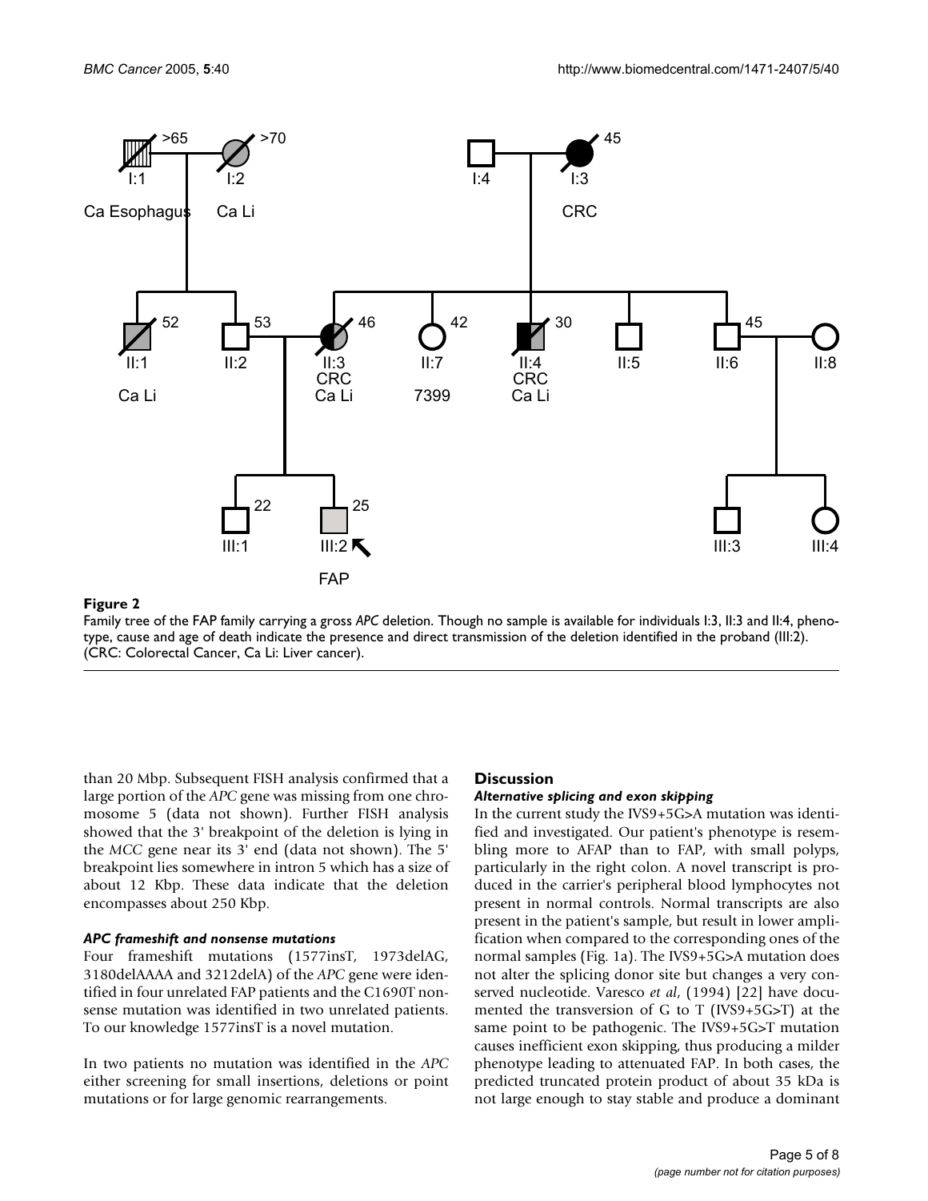**Figure 2**

Family tree of the FAP family carrying a gross *APC* deletion. Though no sample is available for individuals I:3, II:3 and II:4, phenotype, cause and age of death indicate the presence and direct transmission of the deletion identified in the proband (III:2). (CRC: Colorectal Cancer, Ca Li: Liver cancer).

than 20 Mbp. Subsequent FISH analysis confirmed that a large portion of the *APC* gene was missing from one chromosome 5 (data not shown). Further FISH analysis showed that the 3' breakpoint of the deletion is lying in the *MCC* gene near its 3' end (data not shown). The 5' breakpoint lies somewhere in intron 5 which has a size of about 12 Kbp. These data indicate that the deletion encompasses about 250 Kbp.

### *APC frameshift and nonsense mutations*

Four frameshift mutations (1577insT, 1973delAG, 3180delAAAA and 3212delA) of the *APC* gene were identified in four unrelated FAP patients and the C1690T nonsense mutation was identified in two unrelated patients. To our knowledge 1577insT is a novel mutation.

In two patients no mutation was identified in the *APC* either screening for small insertions, deletions or point mutations or for large genomic rearrangements.

## Discussion

### *Alternative splicing and exon skipping*

In the current study the IVS9+5G>A mutation was identified and investigated. Our patient's phenotype is resembling more to AFAP than to FAP, with small polyps, particularly in the right colon. A novel transcript is produced in the carrier's peripheral blood lymphocytes not present in normal controls. Normal transcripts are also present in the patient's sample, but result in lower amplification when compared to the corresponding ones of the normal samples (Fig. 1a). The IVS9+5G>A mutation does not alter the splicing donor site but changes a very conserved nucleotide. Varesco *et al*, (1994) [22] have documented the transversion of G to T (IVS9+5G>T) at the same point to be pathogenic. The IVS9+5G>T mutation causes inefficient exon skipping, thus producing a milder phenotype leading to attenuated FAP. In both cases, the predicted truncated protein product of about 35 kDa is not large enough to stay stable and produce a dominant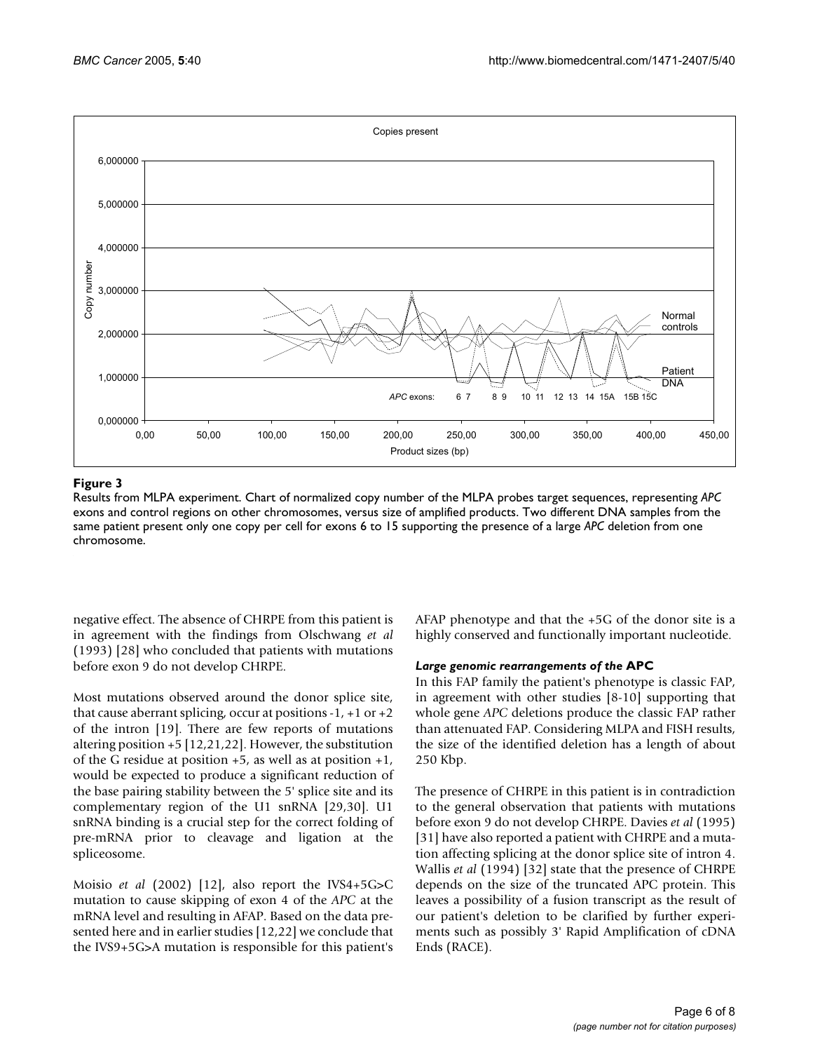**Figure 3**

Results from MLPA experiment. Chart of normalized copy number of the MLPA probes target sequences, representing *APC* exons and control regions on other chromosomes, versus size of amplified products. Two different DNA samples from the same patient present only one copy per cell for exons 6 to 15 supporting the presence of a large *APC* deletion from one chromosome.

negative effect. The absence of CHRPE from this patient is in agreement with the findings from Olschwang *et al* (1993) [28] who concluded that patients with mutations before exon 9 do not develop CHRPE.

Most mutations observed around the donor splice site, that cause aberrant splicing, occur at positions -1, +1 or +2 of the intron [19]. There are few reports of mutations altering position +5 [12,21,22]. However, the substitution of the G residue at position +5, as well as at position +1, would be expected to produce a significant reduction of the base pairing stability between the 5' splice site and its complementary region of the U1 snRNA [29,30]. U1 snRNA binding is a crucial step for the correct folding of pre-mRNA prior to cleavage and ligation at the spliceosome.

Moisio *et al* (2002) [12], also report the IVS4+5G>C mutation to cause skipping of exon 4 of the *APC* at the mRNA level and resulting in AFAP. Based on the data presented here and in earlier studies [12,22] we conclude that the IVS9+5G>A mutation is responsible for this patient's AFAP phenotype and that the +5G of the donor site is a highly conserved and functionally important nucleotide.

### *Large genomic rearrangements of the* APC

In this FAP family the patient's phenotype is classic FAP, in agreement with other studies [8-10] supporting that whole gene *APC* deletions produce the classic FAP rather than attenuated FAP. Considering MLPA and FISH results, the size of the identified deletion has a length of about 250 Kbp.

The presence of CHRPE in this patient is in contradiction to the general observation that patients with mutations before exon 9 do not develop CHRPE. Davies *et al* (1995) [31] have also reported a patient with CHRPE and a mutation affecting splicing at the donor splice site of intron 4. Wallis *et al* (1994) [32] state that the presence of CHRPE depends on the size of the truncated APC protein. This leaves a possibility of a fusion transcript as the result of our patient's deletion to be clarified by further experiments such as possibly 3' Rapid Amplification of cDNA Ends (RACE).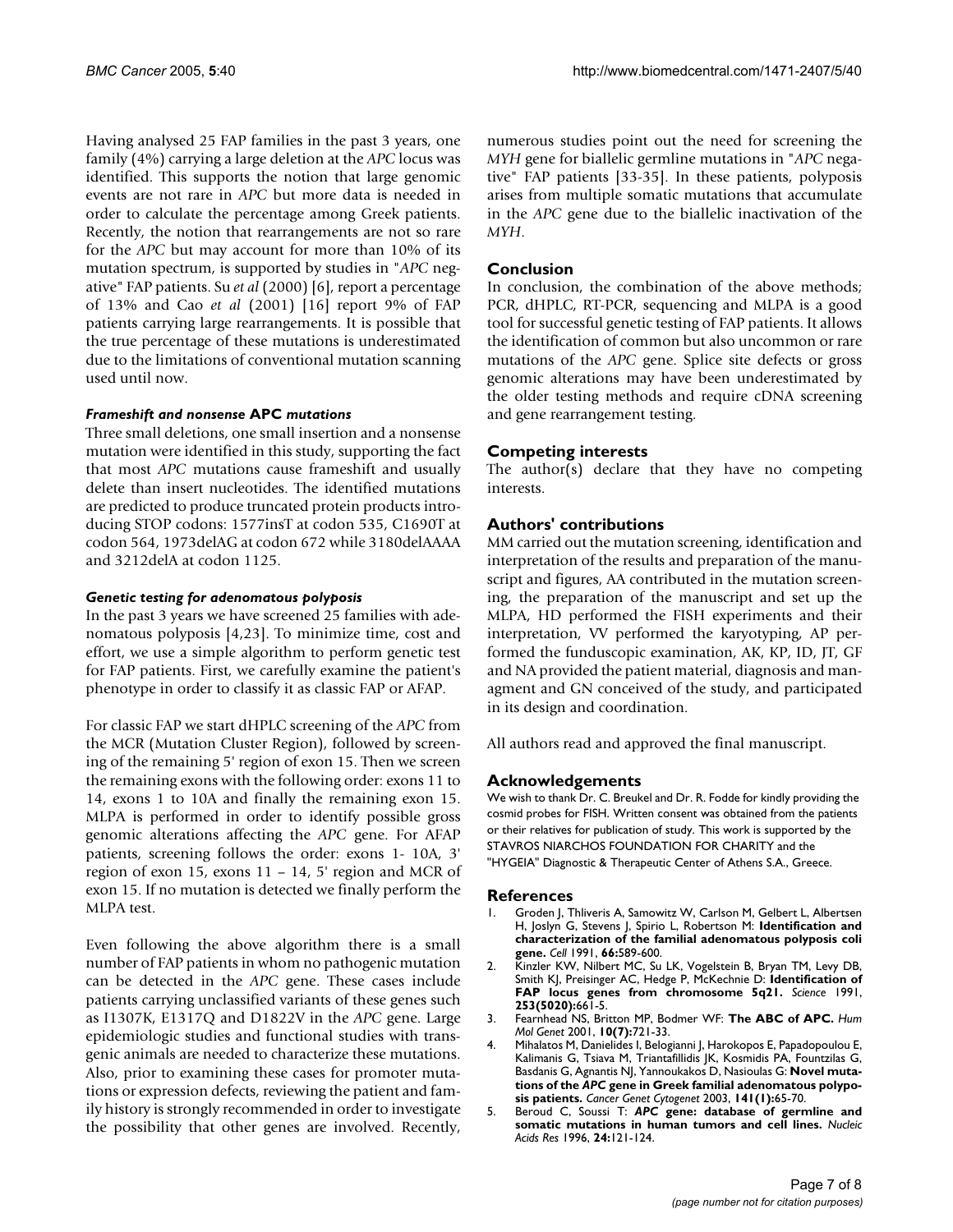Having analysed 25 FAP families in the past 3 years, one family (4%) carrying a large deletion at the *APC* locus was identified. This supports the notion that large genomic events are not rare in *APC* but more data is needed in order to calculate the percentage among Greek patients. Recently, the notion that rearrangements are not so rare for the *APC* but may account for more than 10% of its mutation spectrum, is supported by studies in "*APC* negative" FAP patients. Su *et al* (2000) [6], report a percentage of 13% and Cao *et al* (2001) [16] report 9% of FAP patients carrying large rearrangements. It is possible that the true percentage of these mutations is underestimated due to the limitations of conventional mutation scanning used until now.

### *Frameshift and nonsense* APC *mutations*

Three small deletions, one small insertion and a nonsense mutation were identified in this study, supporting the fact that most *APC* mutations cause frameshift and usually delete than insert nucleotides. The identified mutations are predicted to produce truncated protein products introducing STOP codons: 1577insT at codon 535, C1690T at codon 564, 1973delAG at codon 672 while 3180delAAAA and 3212delA at codon 1125.

### *Genetic testing for adenomatous polyposis*

In the past 3 years we have screened 25 families with adenomatous polyposis [4,23]. To minimize time, cost and effort, we use a simple algorithm to perform genetic test for FAP patients. First, we carefully examine the patient's phenotype in order to classify it as classic FAP or AFAP.

For classic FAP we start dHPLC screening of the *APC* from the MCR (Mutation Cluster Region), followed by screening of the remaining 5' region of exon 15. Then we screen the remaining exons with the following order: exons 11 to 14, exons 1 to 10A and finally the remaining exon 15. MLPA is performed in order to identify possible gross genomic alterations affecting the *APC* gene. For AFAP patients, screening follows the order: exons 1- 10A, 3' region of exon 15, exons 11 – 14, 5' region and MCR of exon 15. If no mutation is detected we finally perform the MLPA test.

Even following the above algorithm there is a small number of FAP patients in whom no pathogenic mutation can be detected in the *APC* gene. These cases include patients carrying unclassified variants of these genes such as I1307K, E1317Q and D1822V in the *APC* gene. Large epidemiologic studies and functional studies with transgenic animals are needed to characterize these mutations. Also, prior to examining these cases for promoter mutations or expression defects, reviewing the patient and family history is strongly recommended in order to investigate the possibility that other genes are involved. Recently, numerous studies point out the need for screening the *MYH* gene for biallelic germline mutations in "*APC* negative" FAP patients [33-35]. In these patients, polyposis arises from multiple somatic mutations that accumulate in the *APC* gene due to the biallelic inactivation of the *MYH*.

## Conclusion

In conclusion, the combination of the above methods; PCR, dHPLC, RT-PCR, sequencing and MLPA is a good tool for successful genetic testing of FAP patients. It allows the identification of common but also uncommon or rare mutations of the *APC* gene. Splice site defects or gross genomic alterations may have been underestimated by the older testing methods and require cDNA screening and gene rearrangement testing.

## Competing interests

The author(s) declare that they have no competing interests.

## Authors' contributions

MM carried out the mutation screening, identification and interpretation of the results and preparation of the manuscript and figures, AA contributed in the mutation screening, the preparation of the manuscript and set up the MLPA, HD performed the FISH experiments and their interpretation, VV performed the karyotyping, AP performed the funduscopic examination, AK, KP, ID, JT, GF and NA provided the patient material, diagnosis and managment and GN conceived of the study, and participated in its design and coordination.

All authors read and approved the final manuscript.

## Acknowledgements

We wish to thank Dr. C. Breukel and Dr. R. Fodde for kindly providing the cosmid probes for FISH. Written consent was obtained from the patients or their relatives for publication of study. This work is supported by the STAVROS NIARCHOS FOUNDATION FOR CHARITY and the "HYGEIA" Diagnostic & Therapeutic Center of Athens S.A., Greece.

## References

1. Groden J, Thliveris A, Samowitz W, Carlson M, Gelbert L, Albertsen H, Joslyn G, Stevens J, Spirio L, Robertson M: **Identification and characterization of the familial adenomatous polyposis coli gene.** *Cell* 1991, **66:**589-600.
2. Kinzler KW, Nilbert MC, Su LK, Vogelstein B, Bryan TM, Levy DB, Smith KJ, Preisinger AC, Hedge P, McKechnie D: **Identification of FAP locus genes from chromosome 5q21.** *Science* 1991, **253(5020):**661-5.
3. Fearnhead NS, Britton MP, Bodmer WF: **The ABC of APC.** *Hum Mol Genet* 2001, **10(7):**721-33.
4. Mihalatos M, Danielides I, Belogianni J, Harokopos E, Papadopoulou E, Kalimanis G, Tsiava M, Triantafillidis JK, Kosmidis PA, Fountzilas G, Basdanis G, Agnantis NJ, Yannoukakos D, Nasioulas G: **Novel mutations of the *APC* gene in Greek familial adenomatous polyposis patients.** *Cancer Genet Cytogenet* 2003, **141(1):**65-70.
5. Beroud C, Soussi T: ***APC* gene: database of germline and somatic mutations in human tumors and cell lines.** *Nucleic Acids Res* 1996, **24:**121-124.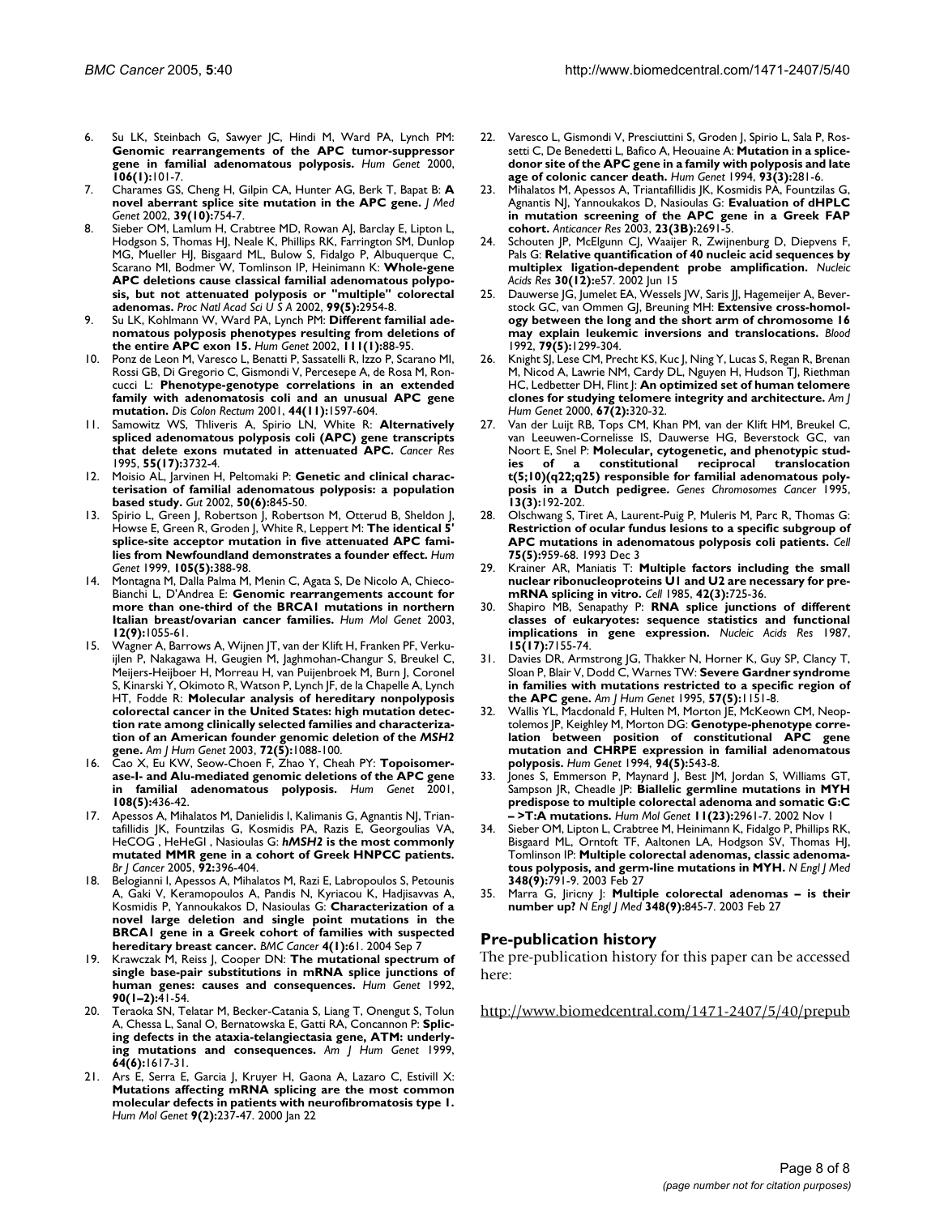6. Su LK, Steinbach G, Sawyer JC, Hindi M, Ward PA, Lynch PM: **Genomic rearrangements of the APC tumor-suppressor gene in familial adenomatous polyposis.** *Hum Genet* 2000, **106(1)**:101-7.
7. Charames GS, Cheng H, Gilpin CA, Hunter AG, Berk T, Bapat B: **A novel aberrant splice site mutation in the APC gene.** *J Med Genet* 2002, **39(10)**:754-7.
8. Sieber OM, Lamlum H, Crabtree MD, Rowan AJ, Barclay E, Lipton L, Hodgson S, Thomas HJ, Neale K, Phillips RK, Farrington SM, Dunlop MG, Mueller HJ, Bisgaard ML, Bulow S, Fidalgo P, Albuquerque C, Scarano MI, Bodmer W, Tomlinson IP, Heinimann K: **Whole-gene APC deletions cause classical familial adenomatous polyposis, but not attenuated polyposis or "multiple" colorectal adenomas.** *Proc Natl Acad Sci U S A* 2002, **99(5)**:2954-8.
9. Su LK, Kohlmann W, Ward PA, Lynch PM: **Different familial adenomatous polyposis phenotypes resulting from deletions of the entire APC exon 15.** *Hum Genet* 2002, **111(1)**:88-95.
10. Ponz de Leon M, Varesco L, Benatti P, Sassatelli R, Izzo P, Scarano MI, Rossi GB, Di Gregorio C, Gismondi V, Percesepe A, de Rosa M, Roncucci L: **Phenotype-genotype correlations in an extended family with adenomatosis coli and an unusual APC gene mutation.** *Dis Colon Rectum* 2001, **44(11)**:1597-604.
11. Samowitz WS, Thliveris A, Spirio LN, White R: **Alternatively spliced adenomatous polyposis coli (APC) gene transcripts that delete exons mutated in attenuated APC.** *Cancer Res* 1995, **55(17)**:3732-4.
12. Moisio AL, Jarvinen H, Peltomaki P: **Genetic and clinical characterisation of familial adenomatous polyposis: a population based study.** *Gut* 2002, **50(6)**:845-50.
13. Spirio L, Green J, Robertson J, Robertson M, Otterud B, Sheldon J, Howse E, Green R, Groden J, White R, Leppert M: **The identical 5' splice-site acceptor mutation in five attenuated APC families from Newfoundland demonstrates a founder effect.** *Hum Genet* 1999, **105(5)**:388-98.
14. Montagna M, Dalla Palma M, Menin C, Agata S, De Nicolo A, Chieco-Bianchi L, D'Andrea E: **Genomic rearrangements account for more than one-third of the BRCA1 mutations in northern Italian breast/ovarian cancer families.** *Hum Mol Genet* 2003, **12(9)**:1055-61.
15. Wagner A, Barrows A, Wijnen JT, van der Klift H, Franken PF, Verkuijlen P, Nakagawa H, Geugien M, Jaghmohan-Changur S, Breukel C, Meijers-Heijboer H, Morreau H, van Puijenbroek M, Burn J, Coronel S, Kinarski Y, Okimoto R, Watson P, Lynch JF, de la Chapelle A, Lynch HT, Fodde R: **Molecular analysis of hereditary nonpolyposis colorectal cancer in the United States: high mutation detection rate among clinically selected families and characterization of an American founder genomic deletion of the *MSH2* gene.** *Am J Hum Genet* 2003, **72(5)**:1088-100.
16. Cao X, Eu KW, Seow-Choen F, Zhao Y, Cheah PY: **Topoisomerase-I- and Alu-mediated genomic deletions of the APC gene in familial adenomatous polyposis.** *Hum Genet* 2001, **108(5)**:436-42.
17. Apessos A, Mihalatos M, Danielidis I, Kalimanis G, Agnantis NJ, Triantafillidis JK, Fountzilas G, Kosmidis PA, Razis E, Georgoulias VA, HeCOG , HeHeGI , Nasioulas G: ***hMSH2* is the most commonly mutated MMR gene in a cohort of Greek HNPCC patients.** *Br J Cancer* 2005, **92**:396-404.
18. Belogianni I, Apessos A, Mihalatos M, Razi E, Labropoulos S, Petounis A, Gaki V, Keramopoulos A, Pandis N, Kyriacou K, Hadjisavvas A, Kosmidis P, Yannoukakos D, Nasioulas G: **Characterization of a novel large deletion and single point mutations in the BRCA1 gene in a Greek cohort of families with suspected hereditary breast cancer.** *BMC Cancer* **4(1)**:61. 2004 Sep 7
19. Krawczak M, Reiss J, Cooper DN: **The mutational spectrum of single base-pair substitutions in mRNA splice junctions of human genes: causes and consequences.** *Hum Genet* 1992, **90(1–2)**:41-54.
20. Teraoka SN, Telatar M, Becker-Catania S, Liang T, Onengut S, Tolun A, Chessa L, Sanal O, Bernatowska E, Gatti RA, Concannon P: **Splicing defects in the ataxia-telangiectasia gene, ATM: underlying mutations and consequences.** *Am J Hum Genet* 1999, **64(6)**:1617-31.
21. Ars E, Serra E, Garcia J, Kruyer H, Gaona A, Lazaro C, Estivill X: **Mutations affecting mRNA splicing are the most common molecular defects in patients with neurofibromatosis type 1.** *Hum Mol Genet* **9(2)**:237-47. 2000 Jan 22
22. Varesco L, Gismondi V, Presciuttini S, Groden J, Spirio L, Sala P, Rossetti C, De Benedetti L, Bafico A, Heouaine A: **Mutation in a splice-donor site of the APC gene in a family with polyposis and late age of colonic cancer death.** *Hum Genet* 1994, **93(3)**:281-6.
23. Mihalatos M, Apessos A, Triantafillidis JK, Kosmidis PA, Fountzilas G, Agnantis NJ, Yannoukakos D, Nasioulas G: **Evaluation of dHPLC in mutation screening of the APC gene in a Greek FAP cohort.** *Anticancer Res* 2003, **23(3B)**:2691-5.
24. Schouten JP, McElgunn CJ, Waaijer R, Zwijnenburg D, Diepvens F, Pals G: **Relative quantification of 40 nucleic acid sequences by multiplex ligation-dependent probe amplification.** *Nucleic Acids Res* **30(12)**:e57. 2002 Jun 15
25. Dauwerse JG, Jumelet EA, Wessels JW, Saris JJ, Hagemeijer A, Beverstock GC, van Ommen GJ, Breuning MH: **Extensive cross-homology between the long and the short arm of chromosome 16 may explain leukemic inversions and translocations.** *Blood* 1992, **79(5)**:1299-304.
26. Knight SJ, Lese CM, Precht KS, Kuc J, Ning Y, Lucas S, Regan R, Brenan M, Nicod A, Lawrie NM, Cardy DL, Nguyen H, Hudson TJ, Riethman HC, Ledbetter DH, Flint J: **An optimized set of human telomere clones for studying telomere integrity and architecture.** *Am J Hum Genet* 2000, **67(2)**:320-32.
27. Van der Luijt RB, Tops CM, Khan PM, van der Klift HM, Breukel C, van Leeuwen-Cornelisse IS, Dauwerse HG, Beverstock GC, van Noort E, Snel P: **Molecular, cytogenetic, and phenotypic studies of a constitutional reciprocal translocation t(5;10)(q22;q25) responsible for familial adenomatous polyposis in a Dutch pedigree.** *Genes Chromosomes Cancer* 1995, **13(3)**:192-202.
28. Olschwang S, Tiret A, Laurent-Puig P, Muleris M, Parc R, Thomas G: **Restriction of ocular fundus lesions to a specific subgroup of APC mutations in adenomatous polyposis coli patients.** *Cell* **75(5)**:959-68. 1993 Dec 3
29. Krainer AR, Maniatis T: **Multiple factors including the small nuclear ribonucleoproteins U1 and U2 are necessary for pre-mRNA splicing in vitro.** *Cell* 1985, **42(3)**:725-36.
30. Shapiro MB, Senapathy P: **RNA splice junctions of different classes of eukaryotes: sequence statistics and functional implications in gene expression.** *Nucleic Acids Res* 1987, **15(17)**:7155-74.
31. Davies DR, Armstrong JG, Thakker N, Horner K, Guy SP, Clancy T, Sloan P, Blair V, Dodd C, Warnes TW: **Severe Gardner syndrome in families with mutations restricted to a specific region of the APC gene.** *Am J Hum Genet* 1995, **57(5)**:1151-8.
32. Wallis YL, Macdonald F, Hulten M, Morton JE, McKeown CM, Neoptolemos JP, Keighley M, Morton DG: **Genotype-phenotype correlation between position of constitutional APC gene mutation and CHRPE expression in familial adenomatous polyposis.** *Hum Genet* 1994, **94(5)**:543-8.
33. Jones S, Emmerson P, Maynard J, Best JM, Jordan S, Williams GT, Sampson JR, Cheadle JP: **Biallelic germline mutations in MYH predispose to multiple colorectal adenoma and somatic G:C – >T:A mutations.** *Hum Mol Genet* **11(23)**:2961-7. 2002 Nov 1
34. Sieber OM, Lipton L, Crabtree M, Heinimann K, Fidalgo P, Phillips RK, Bisgaard ML, Orntoft TF, Aaltonen LA, Hodgson SV, Thomas HJ, Tomlinson IP: **Multiple colorectal adenomas, classic adenomatous polyposis, and germ-line mutations in MYH.** *N Engl J Med* **348(9)**:791-9. 2003 Feb 27
35. Marra G, Jiricny J: **Multiple colorectal adenomas – is their number up?** *N Engl J Med* **348(9)**:845-7. 2003 Feb 27

## Pre-publication history

The pre-publication history for this paper can be accessed here:

http://www.biomedcentral.com/1471-2407/5/40/prepub